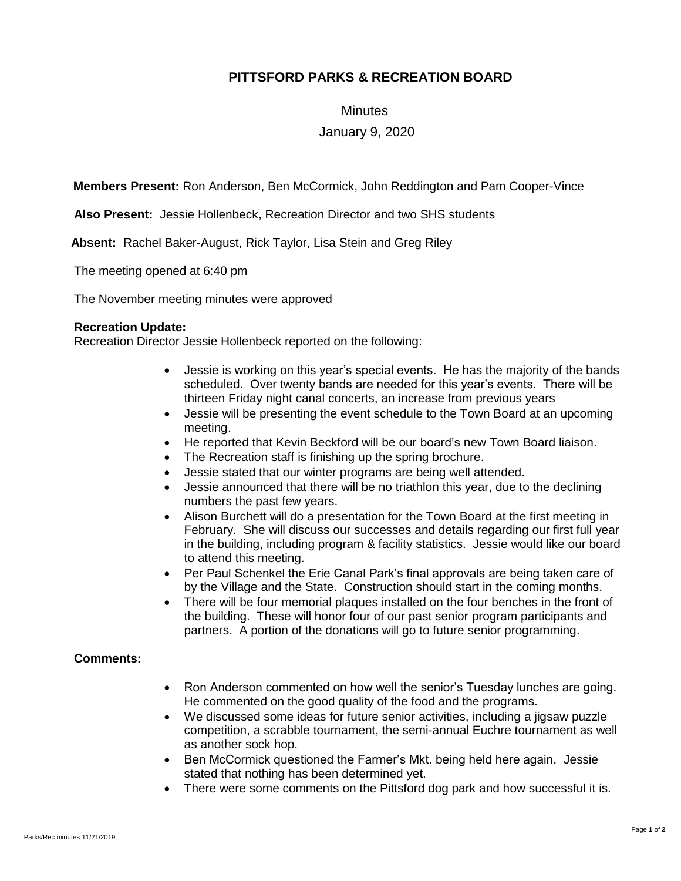# PITTSFORD PARKS & RECREATION BOARD

Minutes

January 9, 2020

**Members Present:** Ron Anderson, Ben McCormick, John Reddington and Pam Cooper-Vince

**Also Present:** Jessie Hollenbeck, Recreation Director and two SHS students

**Absent:** Rachel Baker-August, Rick Taylor, Lisa Stein and Greg Riley

The meeting opened at 6:40 pm

The November meeting minutes were approved

**Recreation Update:**
Recreation Director Jessie Hollenbeck reported on the following:

- Jessie is working on this year's special events. He has the majority of the bands scheduled. Over twenty bands are needed for this year's events. There will be thirteen Friday night canal concerts, an increase from previous years
- Jessie will be presenting the event schedule to the Town Board at an upcoming meeting.
- He reported that Kevin Beckford will be our board's new Town Board liaison.
- The Recreation staff is finishing up the spring brochure.
- Jessie stated that our winter programs are being well attended.
- Jessie announced that there will be no triathlon this year, due to the declining numbers the past few years.
- Alison Burchett will do a presentation for the Town Board at the first meeting in February. She will discuss our successes and details regarding our first full year in the building, including program & facility statistics. Jessie would like our board to attend this meeting.
- Per Paul Schenkel the Erie Canal Park's final approvals are being taken care of by the Village and the State. Construction should start in the coming months.
- There will be four memorial plaques installed on the four benches in the front of the building. These will honor four of our past senior program participants and partners. A portion of the donations will go to future senior programming.

**Comments:**

- Ron Anderson commented on how well the senior's Tuesday lunches are going. He commented on the good quality of the food and the programs.
- We discussed some ideas for future senior activities, including a jigsaw puzzle competition, a scrabble tournament, the semi-annual Euchre tournament as well as another sock hop.
- Ben McCormick questioned the Farmer's Mkt. being held here again. Jessie stated that nothing has been determined yet.
- There were some comments on the Pittsford dog park and how successful it is.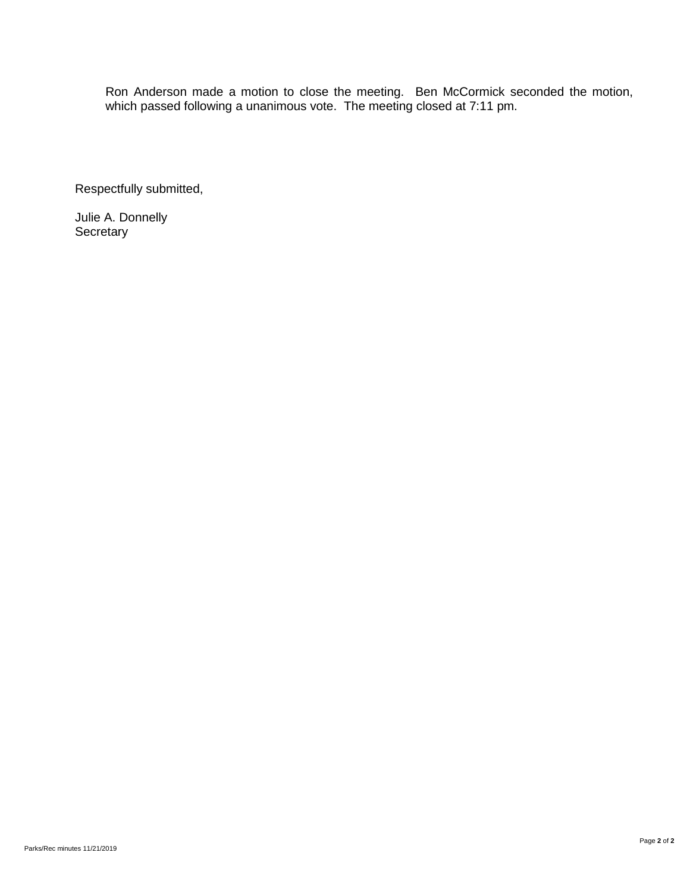Ron Anderson made a motion to close the meeting. Ben McCormick seconded the motion, which passed following a unanimous vote. The meeting closed at 7:11 pm.

Respectfully submitted,

Julie A. Donnelly
Secretary